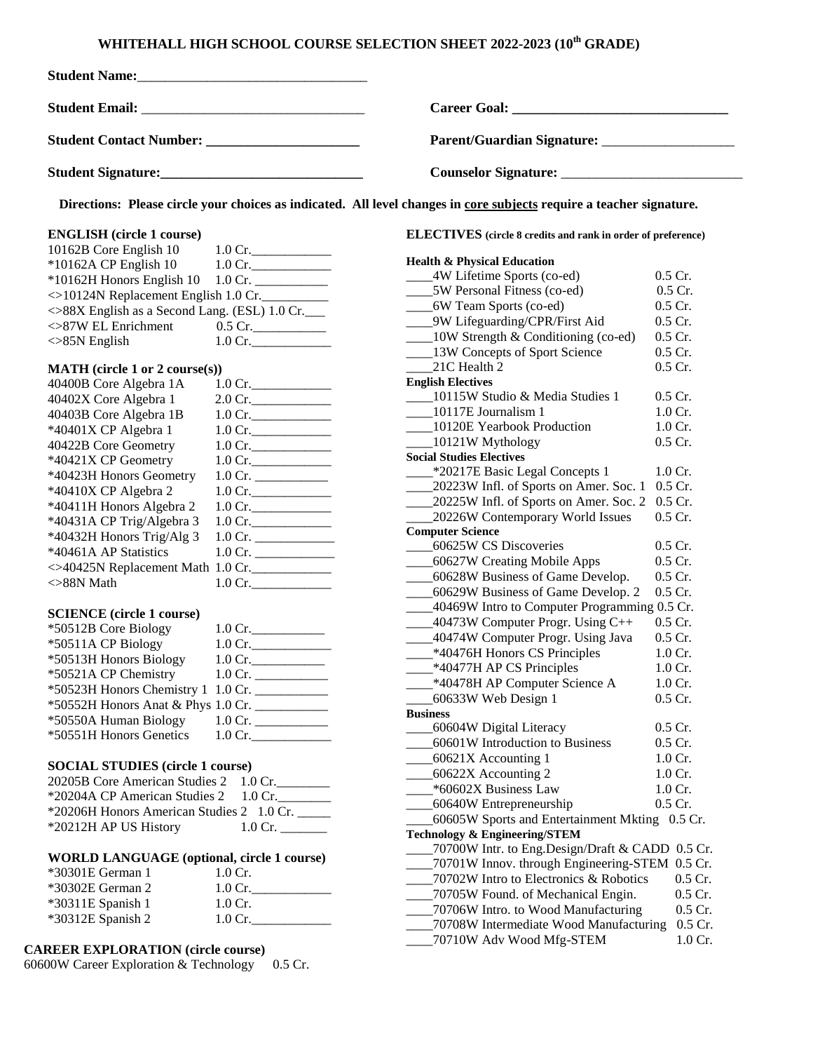# WHITEHALL HIGH SCHOOL COURSE SELECTION SHEET 2022-2023 (10th GRADE)

**Student Name:**\_\_\_\_\_\_\_\_\_\_\_\_\_\_\_\_\_\_\_\_\_\_\_\_\_\_\_\_\_\_\_\_\_\_

**Student Email:** \_\_\_\_\_\_\_\_\_\_\_\_\_\_\_\_\_\_\_\_\_\_\_\_\_\_\_\_\_\_\_\_ **Career Goal:** \_\_\_\_\_\_\_\_\_\_\_\_\_\_\_\_\_\_\_\_\_\_\_\_\_\_\_\_\_\_\_\_

**Student Contact Number:** \_\_\_\_\_\_\_\_\_\_\_\_\_\_\_\_\_\_\_\_\_\_ **Parent/Guardian Signature:** \_\_\_\_\_\_\_\_\_\_\_\_\_\_\_\_\_\_\_\_

**Student Signature:**\_\_\_\_\_\_\_\_\_\_\_\_\_\_\_\_\_\_\_\_\_\_\_\_\_\_\_\_\_\_ **Counselor Signature:** \_\_\_\_\_\_\_\_\_\_\_\_\_\_\_\_\_\_\_\_\_\_\_\_\_\_\_\_

**Directions: Please circle your choices as indicated. All level changes in core subjects require a teacher signature.**

### ENGLISH (circle 1 course)

- 10162B Core English 10 1.0 Cr.\_\_\_\_\_\_\_\_\_\_\_\_
- *10162A CP English 10 1.0 Cr.\_\_\_\_\_\_\_\_\_\_\_\_
- *10162H Honors English 10 1.0 Cr. \_\_\_\_\_\_\_\_\_\_\_
- <>10124N Replacement English 1.0 Cr.\_\_\_\_\_\_\_\_\_\_
- <>88X English as a Second Lang. (ESL) 1.0 Cr.\_\_\_
- <>87W EL Enrichment 0.5 Cr.\_\_\_\_\_\_\_\_\_\_\_
- <>85N English 1.0 Cr.\_\_\_\_\_\_\_\_\_\_\_\_

### MATH (circle 1 or 2 course(s))

- 40400B Core Algebra 1A 1.0 Cr.\_\_\_\_\_\_\_\_\_\_\_\_
- 40402X Core Algebra 1 2.0 Cr.\_\_\_\_\_\_\_\_\_\_\_\_
- 40403B Core Algebra 1B 1.0 Cr.\_\_\_\_\_\_\_\_\_\_\_\_
- *40401X CP Algebra 1 1.0 Cr.\_\_\_\_\_\_\_\_\_\_\_\_
- 40422B Core Geometry 1.0 Cr.\_\_\_\_\_\_\_\_\_\_\_\_
- *40421X CP Geometry 1.0 Cr.\_\_\_\_\_\_\_\_\_\_\_\_
- *40423H Honors Geometry 1.0 Cr. \_\_\_\_\_\_\_\_\_\_\_
- *40410X CP Algebra 2 1.0 Cr.\_\_\_\_\_\_\_\_\_\_\_\_
- *40411H Honors Algebra 2 1.0 Cr.\_\_\_\_\_\_\_\_\_\_\_\_
- *40431A CP Trig/Algebra 3 1.0 Cr.\_\_\_\_\_\_\_\_\_\_\_\_
- *40432H Honors Trig/Alg 3 1.0 Cr. \_\_\_\_\_\_\_\_\_\_\_\_
- *40461A AP Statistics 1.0 Cr. \_\_\_\_\_\_\_\_\_\_\_\_
- <>40425N Replacement Math 1.0 Cr.\_\_\_\_\_\_\_\_\_\_\_\_
- <>88N Math 1.0 Cr.\_\_\_\_\_\_\_\_\_\_\_\_

### SCIENCE (circle 1 course)

- *50512B Core Biology 1.0 Cr.\_\_\_\_\_\_\_\_\_\_\_
- *50511A CP Biology 1.0 Cr.\_\_\_\_\_\_\_\_\_\_\_\_
- *50513H Honors Biology 1.0 Cr.\_\_\_\_\_\_\_\_\_\_\_
- *50521A CP Chemistry 1.0 Cr. \_\_\_\_\_\_\_\_\_\_\_
- *50523H Honors Chemistry 1 1.0 Cr. \_\_\_\_\_\_\_\_\_\_\_
- *50552H Honors Anat & Phys 1.0 Cr. \_\_\_\_\_\_\_\_\_\_\_
- *50550A Human Biology 1.0 Cr. \_\_\_\_\_\_\_\_\_\_\_
- *50551H Honors Genetics 1.0 Cr.\_\_\_\_\_\_\_\_\_\_\_\_

### SOCIAL STUDIES (circle 1 course)

- 20205B Core American Studies 2 1.0 Cr.\_\_\_\_\_\_\_\_
- *20204A CP American Studies 2 1.0 Cr.\_\_\_\_\_\_\_\_
- *20206H Honors American Studies 2 1.0 Cr. \_\_\_\_\_
- *20212H AP US History 1.0 Cr. \_\_\_\_\_\_\_

### WORLD LANGUAGE (optional, circle 1 course)

- *30301E German 1 1.0 Cr.
- *30302E German 2 1.0 Cr.\_\_\_\_\_\_\_\_\_\_\_\_
- *30311E Spanish 1 1.0 Cr.
- *30312E Spanish 2 1.0 Cr.\_\_\_\_\_\_\_\_\_\_\_\_

### CAREER EXPLORATION (circle course)

60600W Career Exploration & Technology 0.5 Cr.

### ELECTIVES (circle 8 credits and rank in order of preference)

**Health & Physical Education**

- \_\_\_\_4W Lifetime Sports (co-ed) 0.5 Cr.
- \_\_\_\_5W Personal Fitness (co-ed) 0.5 Cr.
- \_\_\_\_6W Team Sports (co-ed) 0.5 Cr.
- \_\_\_\_9W Lifeguarding/CPR/First Aid 0.5 Cr.
- \_\_\_\_10W Strength & Conditioning (co-ed) 0.5 Cr.
- \_\_\_\_13W Concepts of Sport Science 0.5 Cr.
- \_\_\_\_21C Health 2 0.5 Cr.

**English Electives**

- \_\_\_\_10115W Studio & Media Studies 1 0.5 Cr.
- \_\_\_\_10117E Journalism 1 1.0 Cr.
- \_\_\_\_10120E Yearbook Production 1.0 Cr.
- \_\_\_\_10121W Mythology 0.5 Cr.

**Social Studies Electives**

- \_\_\_\_*20217E Basic Legal Concepts 1 1.0 Cr.
- \_\_\_\_20223W Infl. of Sports on Amer. Soc. 1 0.5 Cr.
- \_\_\_\_20225W Infl. of Sports on Amer. Soc. 2 0.5 Cr.
- \_\_\_\_20226W Contemporary World Issues 0.5 Cr.

**Computer Science**

- \_\_\_\_60625W CS Discoveries 0.5 Cr.
- \_\_\_\_60627W Creating Mobile Apps 0.5 Cr.
- \_\_\_\_60628W Business of Game Develop. 0.5 Cr.
- \_\_\_\_60629W Business of Game Develop. 2 0.5 Cr.
- \_\_\_\_40469W Intro to Computer Programming 0.5 Cr.
- \_\_\_\_40473W Computer Progr. Using C++ 0.5 Cr.
- \_\_\_\_40474W Computer Progr. Using Java 0.5 Cr.
- \_\_\_\_*40476H Honors CS Principles 1.0 Cr.
- \_\_\_\_*40477H AP CS Principles 1.0 Cr.
- \_\_\_\_*40478H AP Computer Science A 1.0 Cr.
- \_\_\_\_60633W Web Design 1 0.5 Cr.

**Business**

- \_\_\_\_60604W Digital Literacy 0.5 Cr.
- \_\_\_\_60601W Introduction to Business 0.5 Cr.
- \_\_\_\_60621X Accounting 1 1.0 Cr.
- \_\_\_\_60622X Accounting 2 1.0 Cr.
- \_\_\_\_*60602X Business Law 1.0 Cr.
- \_\_\_\_60640W Entrepreneurship 0.5 Cr.
- \_\_\_\_60605W Sports and Entertainment Mkting 0.5 Cr.

**Technology & Engineering/STEM**

- \_\_\_\_70700W Intr. to Eng.Design/Draft & CADD 0.5 Cr.
- \_\_\_\_70701W Innov. through Engineering-STEM 0.5 Cr.
- \_\_\_\_70702W Intro to Electronics & Robotics 0.5 Cr.
- \_\_\_\_70705W Found. of Mechanical Engin. 0.5 Cr.
- \_\_\_\_70706W Intro. to Wood Manufacturing 0.5 Cr.
- \_\_\_\_70708W Intermediate Wood Manufacturing 0.5 Cr.
- \_\_\_\_70710W Adv Wood Mfg-STEM 1.0 Cr.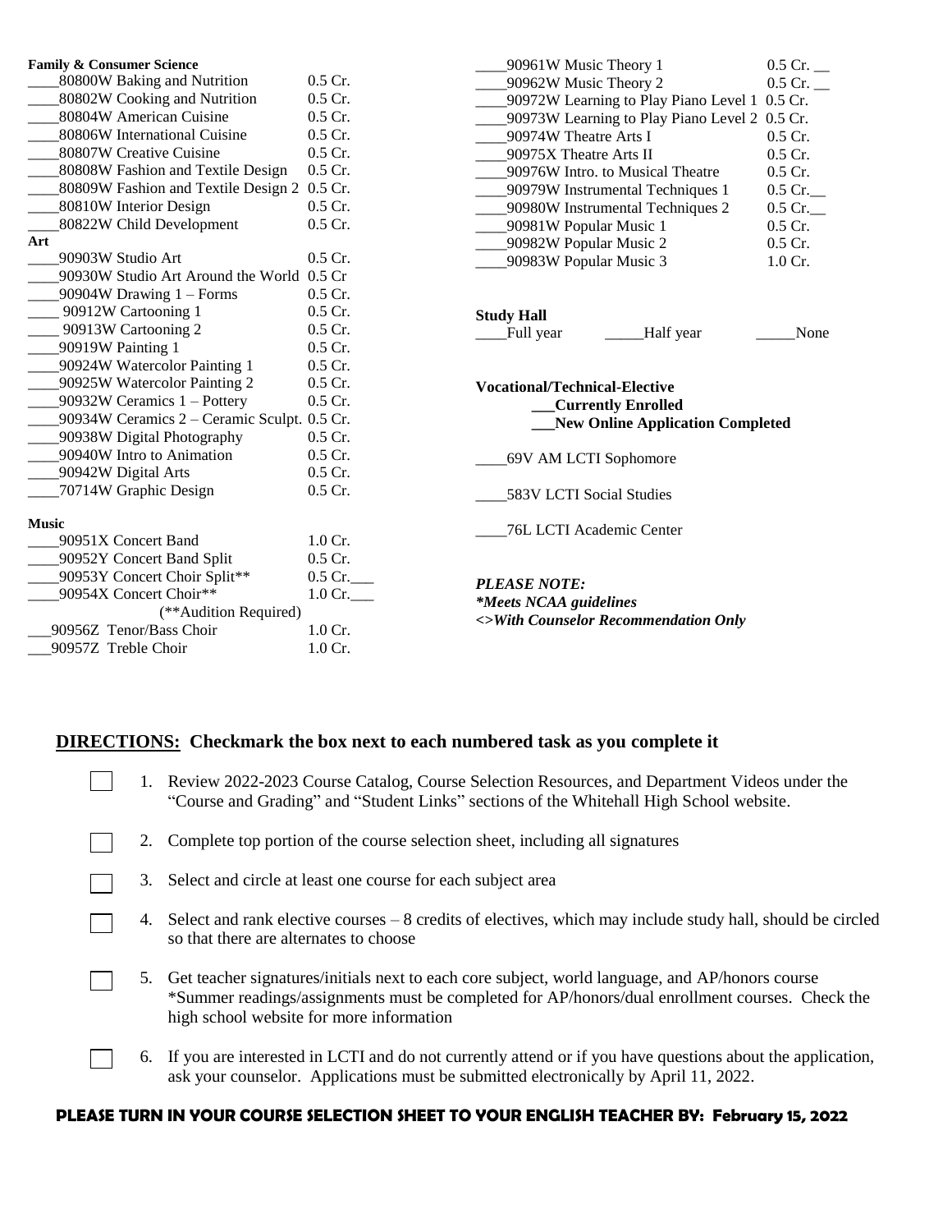**Family & Consumer Science**

____80800W Baking and Nutrition 0.5 Cr.
____80802W Cooking and Nutrition 0.5 Cr.
____80804W American Cuisine 0.5 Cr.
____80806W International Cuisine 0.5 Cr.
____80807W Creative Cuisine 0.5 Cr.
____80808W Fashion and Textile Design 0.5 Cr.
____80809W Fashion and Textile Design 2 0.5 Cr.
____80810W Interior Design 0.5 Cr.
____80822W Child Development 0.5 Cr.

**Art**

____90903W Studio Art 0.5 Cr.
____90930W Studio Art Around the World 0.5 Cr
____90904W Drawing 1 – Forms 0.5 Cr.
____ 90912W Cartooning 1 0.5 Cr.
____ 90913W Cartooning 2 0.5 Cr.
____90919W Painting 1 0.5 Cr.
____90924W Watercolor Painting 1 0.5 Cr.
____90925W Watercolor Painting 2 0.5 Cr.
____90932W Ceramics 1 – Pottery 0.5 Cr.
____90934W Ceramics 2 – Ceramic Sculpt. 0.5 Cr.
____90938W Digital Photography 0.5 Cr.
____90940W Intro to Animation 0.5 Cr.
____90942W Digital Arts 0.5 Cr.
____70714W Graphic Design 0.5 Cr.

**Music**

____90951X Concert Band 1.0 Cr.
____90952Y Concert Band Split 0.5 Cr.
____90953Y Concert Choir Split** 0.5 Cr.___
____90954X Concert Choir** 1.0 Cr.___
(**Audition Required)
___90956Z Tenor/Bass Choir 1.0 Cr.
___90957Z Treble Choir 1.0 Cr.
____90961W Music Theory 1 0.5 Cr. __
____90962W Music Theory 2 0.5 Cr. __
____90972W Learning to Play Piano Level 1 0.5 Cr.
____90973W Learning to Play Piano Level 2 0.5 Cr.
____90974W Theatre Arts I 0.5 Cr.
____90975X Theatre Arts II 0.5 Cr.
____90976W Intro. to Musical Theatre 0.5 Cr.
____90979W Instrumental Techniques 1 0.5 Cr.__
____90980W Instrumental Techniques 2 0.5 Cr.__
____90981W Popular Music 1 0.5 Cr.
____90982W Popular Music 2 0.5 Cr.
____90983W Popular Music 3 1.0 Cr.

**Study Hall**

____Full year _____Half year _____None

**Vocational/Technical-Elective**

**___Currently Enrolled**
**___New Online Application Completed**

____69V AM LCTI Sophomore

____583V LCTI Social Studies

____76L LCTI Academic Center

*PLEASE NOTE:*
***Meets NCAA guidelines***
***<>With Counselor Recommendation Only***

## **DIRECTIONS:** Checkmark the box next to each numbered task as you complete it

☐ 1. Review 2022-2023 Course Catalog, Course Selection Resources, and Department Videos under the "Course and Grading" and "Student Links" sections of the Whitehall High School website.

☐ 2. Complete top portion of the course selection sheet, including all signatures

☐ 3. Select and circle at least one course for each subject area

☐ 4. Select and rank elective courses – 8 credits of electives, which may include study hall, should be circled so that there are alternates to choose

☐ 5. Get teacher signatures/initials next to each core subject, world language, and AP/honors course
*Summer readings/assignments must be completed for AP/honors/dual enrollment courses. Check the high school website for more information

☐ 6. If you are interested in LCTI and do not currently attend or if you have questions about the application, ask your counselor. Applications must be submitted electronically by April 11, 2022.

**PLEASE TURN IN YOUR COURSE SELECTION SHEET TO YOUR ENGLISH TEACHER BY: February 15, 2022**